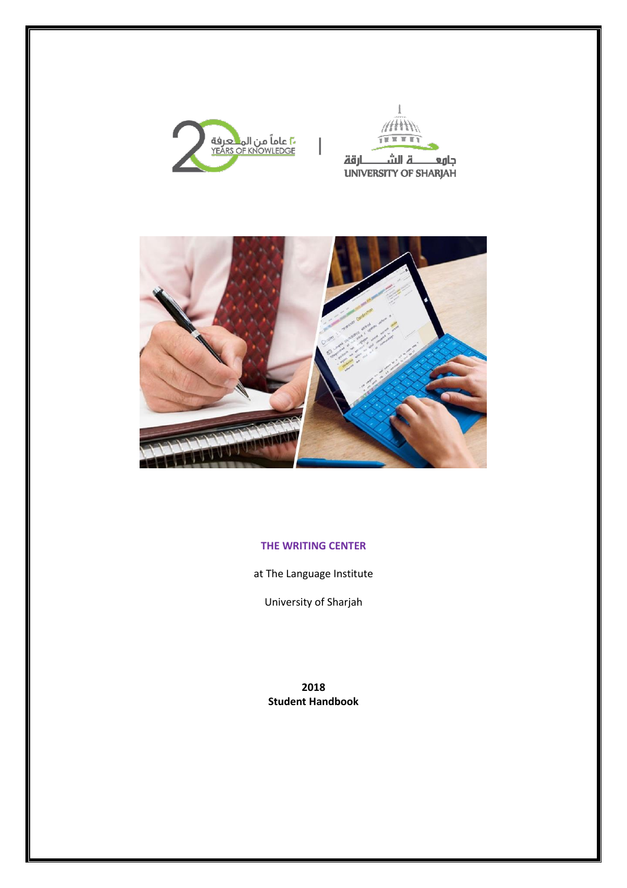# THE WRITING CENTER

at The Language Institute

University of Sharjah

**2018**
**Student Handbook**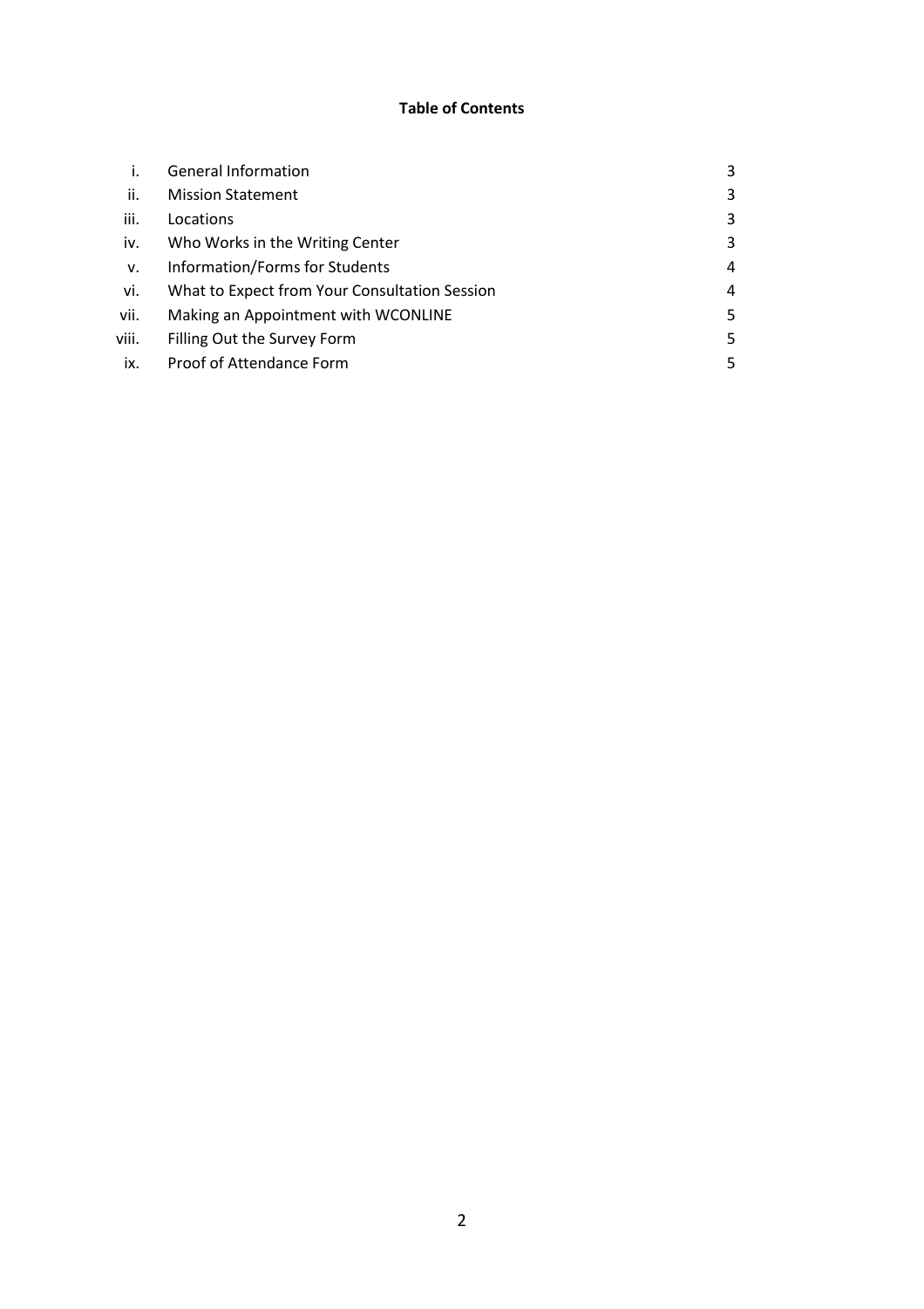**Table of Contents**

| | | |
|---|---|---|
| i. | General Information | 3 |
| ii. | Mission Statement | 3 |
| iii. | Locations | 3 |
| iv. | Who Works in the Writing Center | 3 |
| v. | Information/Forms for Students | 4 |
| vi. | What to Expect from Your Consultation Session | 4 |
| vii. | Making an Appointment with WCONLINE | 5 |
| viii. | Filling Out the Survey Form | 5 |
| ix. | Proof of Attendance Form | 5 |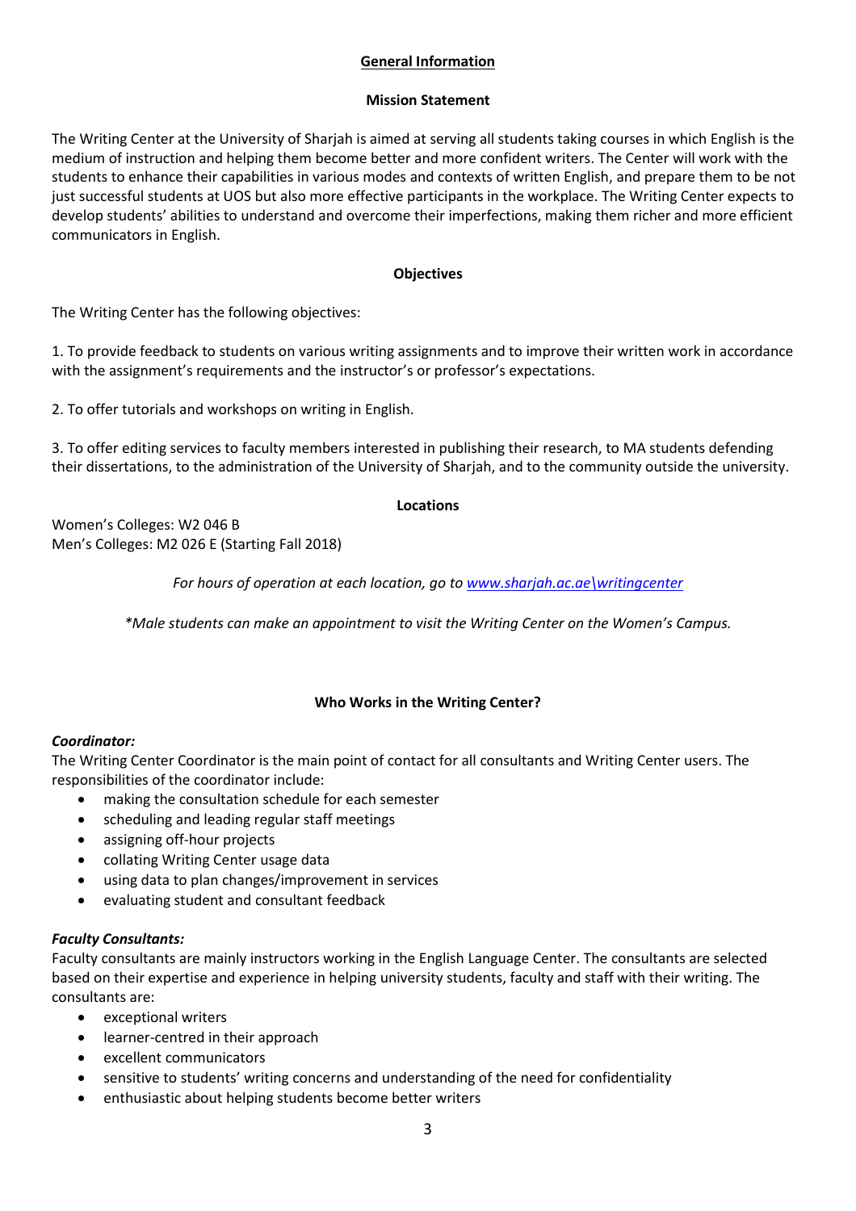## General Information

### Mission Statement

The Writing Center at the University of Sharjah is aimed at serving all students taking courses in which English is the medium of instruction and helping them become better and more confident writers. The Center will work with the students to enhance their capabilities in various modes and contexts of written English, and prepare them to be not just successful students at UOS but also more effective participants in the workplace. The Writing Center expects to develop students' abilities to understand and overcome their imperfections, making them richer and more efficient communicators in English.

### Objectives

The Writing Center has the following objectives:

1. To provide feedback to students on various writing assignments and to improve their written work in accordance with the assignment's requirements and the instructor's or professor's expectations.

2. To offer tutorials and workshops on writing in English.

3. To offer editing services to faculty members interested in publishing their research, to MA students defending their dissertations, to the administration of the University of Sharjah, and to the community outside the university.

### Locations

Women's Colleges: W2 046 B
Men's Colleges: M2 026 E (Starting Fall 2018)

*For hours of operation at each location, go to [www.sharjah.ac.ae\writingcenter](www.sharjah.ac.ae\writingcenter)*

**Male students can make an appointment to visit the Writing Center on the Women's Campus.*

### Who Works in the Writing Center?

***Coordinator:***
The Writing Center Coordinator is the main point of contact for all consultants and Writing Center users. The responsibilities of the coordinator include:

- making the consultation schedule for each semester
- scheduling and leading regular staff meetings
- assigning off-hour projects
- collating Writing Center usage data
- using data to plan changes/improvement in services
- evaluating student and consultant feedback

***Faculty Consultants:***
Faculty consultants are mainly instructors working in the English Language Center. The consultants are selected based on their expertise and experience in helping university students, faculty and staff with their writing. The consultants are:

- exceptional writers
- learner-centred in their approach
- excellent communicators
- sensitive to students' writing concerns and understanding of the need for confidentiality
- enthusiastic about helping students become better writers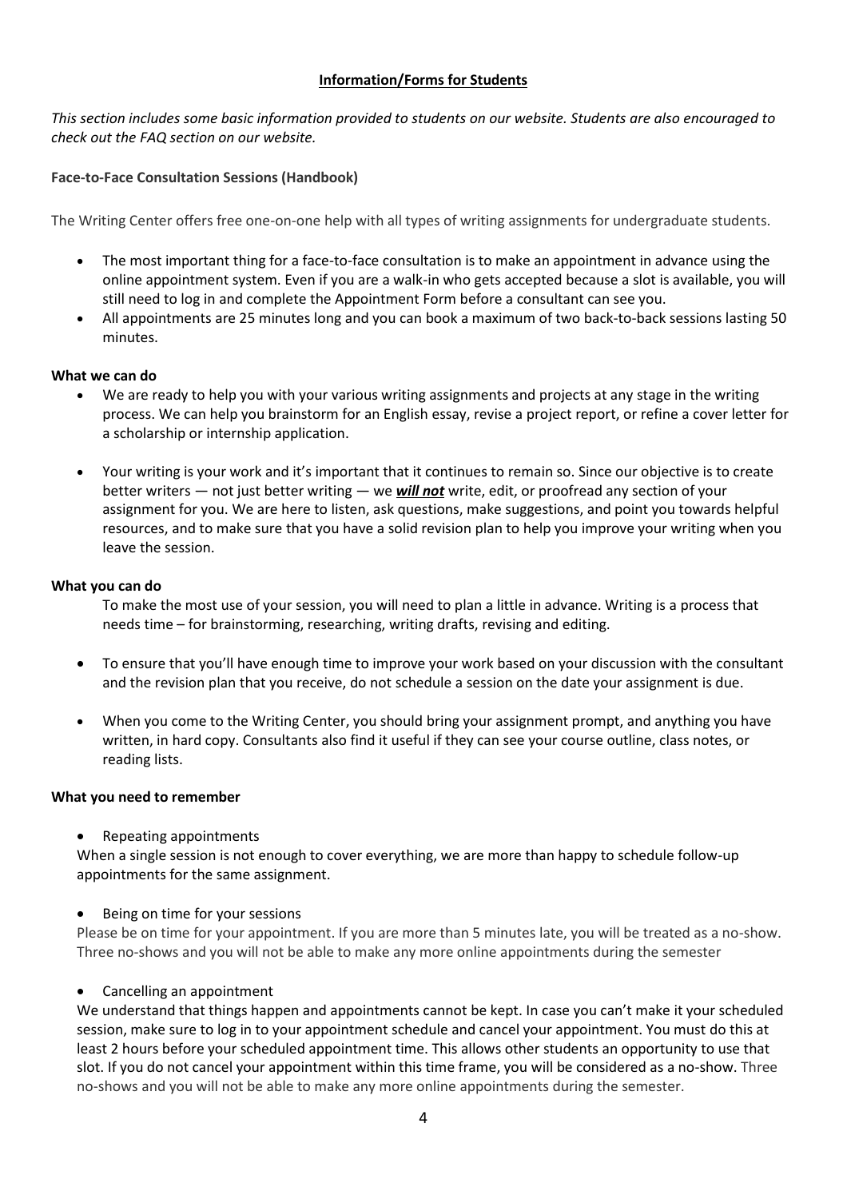**Information/Forms for Students**

*This section includes some basic information provided to students on our website. Students are also encouraged to check out the FAQ section on our website.*

**Face-to-Face Consultation Sessions (Handbook)**

The Writing Center offers free one-on-one help with all types of writing assignments for undergraduate students.

- The most important thing for a face-to-face consultation is to make an appointment in advance using the online appointment system. Even if you are a walk-in who gets accepted because a slot is available, you will still need to log in and complete the Appointment Form before a consultant can see you.
- All appointments are 25 minutes long and you can book a maximum of two back-to-back sessions lasting 50 minutes.

**What we can do**

- We are ready to help you with your various writing assignments and projects at any stage in the writing process. We can help you brainstorm for an English essay, revise a project report, or refine a cover letter for a scholarship or internship application.
- Your writing is your work and it's important that it continues to remain so. Since our objective is to create better writers — not just better writing — we ***will not*** write, edit, or proofread any section of your assignment for you. We are here to listen, ask questions, make suggestions, and point you towards helpful resources, and to make sure that you have a solid revision plan to help you improve your writing when you leave the session.

**What you can do**

To make the most use of your session, you will need to plan a little in advance. Writing is a process that needs time – for brainstorming, researching, writing drafts, revising and editing.

- To ensure that you'll have enough time to improve your work based on your discussion with the consultant and the revision plan that you receive, do not schedule a session on the date your assignment is due.
- When you come to the Writing Center, you should bring your assignment prompt, and anything you have written, in hard copy. Consultants also find it useful if they can see your course outline, class notes, or reading lists.

**What you need to remember**

- Repeating appointments

When a single session is not enough to cover everything, we are more than happy to schedule follow-up appointments for the same assignment.

- Being on time for your sessions

Please be on time for your appointment. If you are more than 5 minutes late, you will be treated as a no-show. Three no-shows and you will not be able to make any more online appointments during the semester

- Cancelling an appointment

We understand that things happen and appointments cannot be kept. In case you can't make it your scheduled session, make sure to log in to your appointment schedule and cancel your appointment. You must do this at least 2 hours before your scheduled appointment time. This allows other students an opportunity to use that slot. If you do not cancel your appointment within this time frame, you will be considered as a no-show. Three no-shows and you will not be able to make any more online appointments during the semester.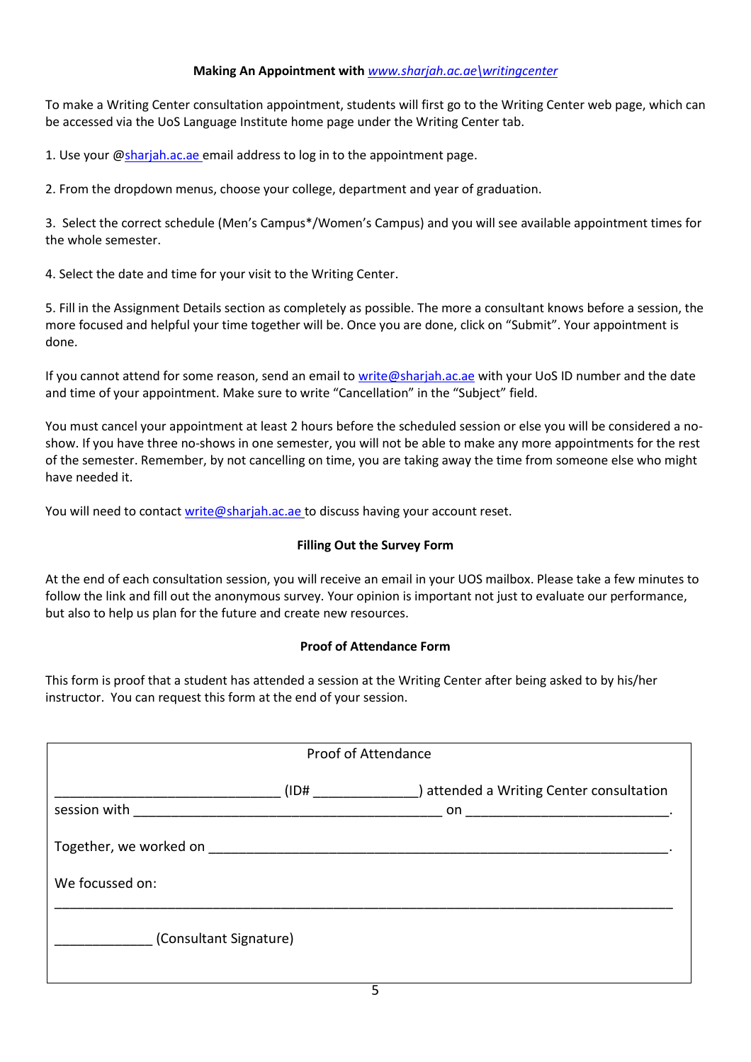**Making An Appointment with** ***www.sharjah.ac.ae\writingcenter***

To make a Writing Center consultation appointment, students will first go to the Writing Center web page, which can be accessed via the UoS Language Institute home page under the Writing Center tab.

1. Use your @sharjah.ac.ae email address to log in to the appointment page.

2. From the dropdown menus, choose your college, department and year of graduation.

3. Select the correct schedule (Men's Campus*/Women's Campus) and you will see available appointment times for the whole semester.

4. Select the date and time for your visit to the Writing Center.

5. Fill in the Assignment Details section as completely as possible. The more a consultant knows before a session, the more focused and helpful your time together will be. Once you are done, click on "Submit". Your appointment is done.

If you cannot attend for some reason, send an email to write@sharjah.ac.ae with your UoS ID number and the date and time of your appointment. Make sure to write "Cancellation" in the "Subject" field.

You must cancel your appointment at least 2 hours before the scheduled session or else you will be considered a no-show. If you have three no-shows in one semester, you will not be able to make any more appointments for the rest of the semester. Remember, by not cancelling on time, you are taking away the time from someone else who might have needed it.

You will need to contact write@sharjah.ac.ae to discuss having your account reset.

**Filling Out the Survey Form**

At the end of each consultation session, you will receive an email in your UOS mailbox. Please take a few minutes to follow the link and fill out the anonymous survey. Your opinion is important not just to evaluate our performance, but also to help us plan for the future and create new resources.

**Proof of Attendance Form**

This form is proof that a student has attended a session at the Writing Center after being asked to by his/her instructor. You can request this form at the end of your session.

Proof of Attendance

______________________________ (ID# ______________) attended a Writing Center consultation session with __________________________________________ on ___________________________.

Together, we worked on _______________________________________________________________.

We focussed on:

_________________________________________________________________________________

_____________ (Consultant Signature)